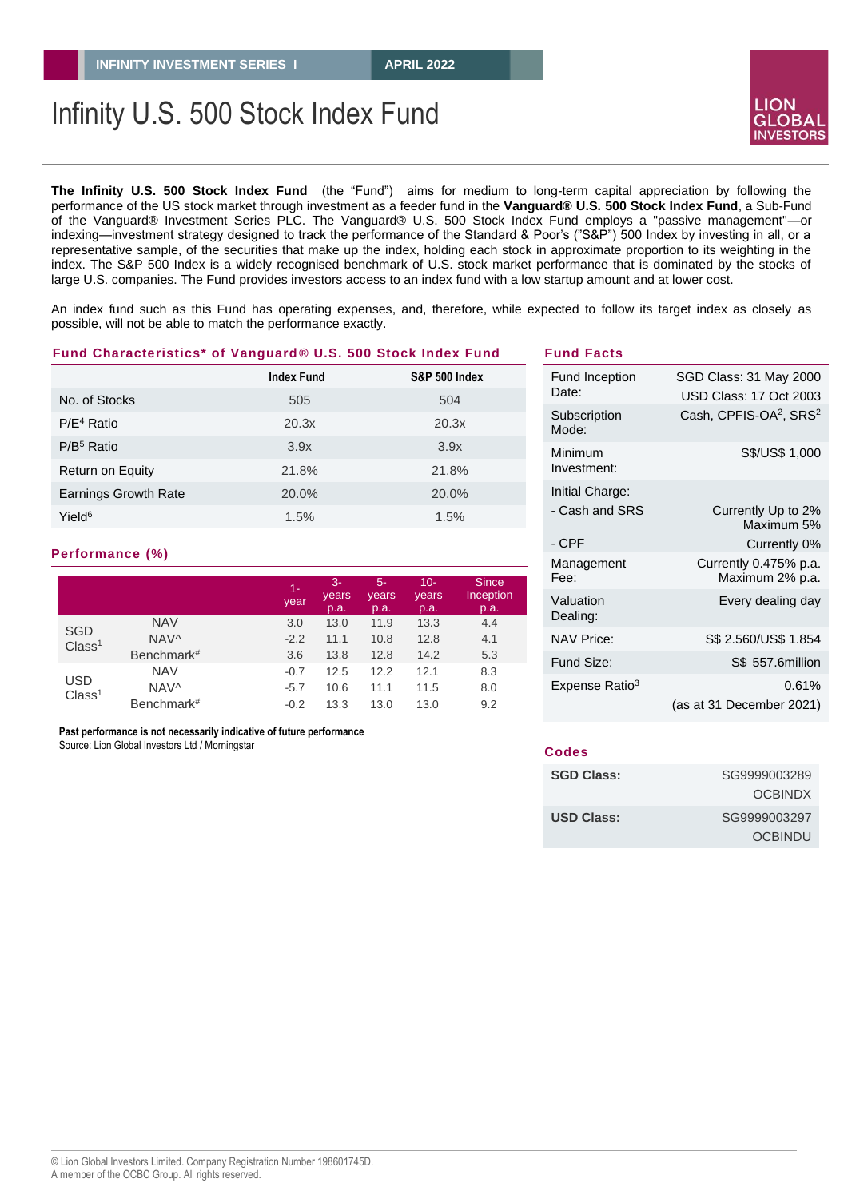INFINITY INVESTMENT SERIES I | APRIL 2022

# Infinity U.S. 500 Stock Index Fund

LION GLOBAL INVESTORS

**The Infinity U.S. 500 Stock Index Fund** (the "Fund") aims for medium to long-term capital appreciation by following the performance of the US stock market through investment as a feeder fund in the **Vanguard® U.S. 500 Stock Index Fund**, a Sub-Fund of the Vanguard® Investment Series PLC. The Vanguard® U.S. 500 Stock Index Fund employs a "passive management"—or indexing—investment strategy designed to track the performance of the Standard & Poor's ("S&P") 500 Index by investing in all, or a representative sample, of the securities that make up the index, holding each stock in approximate proportion to its weighting in the index. The S&P 500 Index is a widely recognised benchmark of U.S. stock market performance that is dominated by the stocks of large U.S. companies. The Fund provides investors access to an index fund with a low startup amount and at lower cost.

An index fund such as this Fund has operating expenses, and, therefore, while expected to follow its target index as closely as possible, will not be able to match the performance exactly.

## Fund Characteristics* of Vanguard® U.S. 500 Stock Index Fund

| | Index Fund | S&P 500 Index |
|---|---|---|
| No. of Stocks | 505 | 504 |
| P/E[4] Ratio | 20.3x | 20.3x |
| P/B[5] Ratio | 3.9x | 3.9x |
| Return on Equity | 21.8% | 21.8% |
| Earnings Growth Rate | 20.0% | 20.0% |
| Yield[6] | 1.5% | 1.5% |

## Performance (%)

| | | 1-year | 3-years p.a. | 5-years p.a. | 10-years p.a. | Since Inception p.a. |
|---|---|---|---|---|---|---|
| SGD Class[1] | NAV | 3.0 | 13.0 | 11.9 | 13.3 | 4.4 |
| | NAV^ | -2.2 | 11.1 | 10.8 | 12.8 | 4.1 |
| | Benchmark# | 3.6 | 13.8 | 12.8 | 14.2 | 5.3 |
| USD Class[1] | NAV | -0.7 | 12.5 | 12.2 | 12.1 | 8.3 |
| | NAV^ | -5.7 | 10.6 | 11.1 | 11.5 | 8.0 |
| | Benchmark# | -0.2 | 13.3 | 13.0 | 13.0 | 9.2 |

**Past performance is not necessarily indicative of future performance**

Source: Lion Global Investors Ltd / Morningstar

## Fund Facts

| | |
|---|---|
| Fund Inception Date: | SGD Class: 31 May 2000<br>USD Class: 17 Oct 2003 |
| Subscription Mode: | Cash, CPFIS-OA[2], SRS[2] |
| Minimum Investment: | S$/US$ 1,000 |
| Initial Charge: | |
| - Cash and SRS | Currently Up to 2%<br>Maximum 5% |
| - CPF | Currently 0% |
| Management Fee: | Currently 0.475% p.a.<br>Maximum 2% p.a. |
| Valuation Dealing: | Every dealing day |
| NAV Price: | S$ 2.560/US$ 1.854 |
| Fund Size: | S$ 557.6million |
| Expense Ratio[3] | 0.61%<br>(as at 31 December 2021) |

## Codes

| | |
|---|---|
| **SGD Class:** | SG9999003289<br>OCBINDX |
| **USD Class:** | SG9999003297<br>OCBINDU |

© Lion Global Investors Limited. Company Registration Number 198601745D.
A member of the OCBC Group. All rights reserved.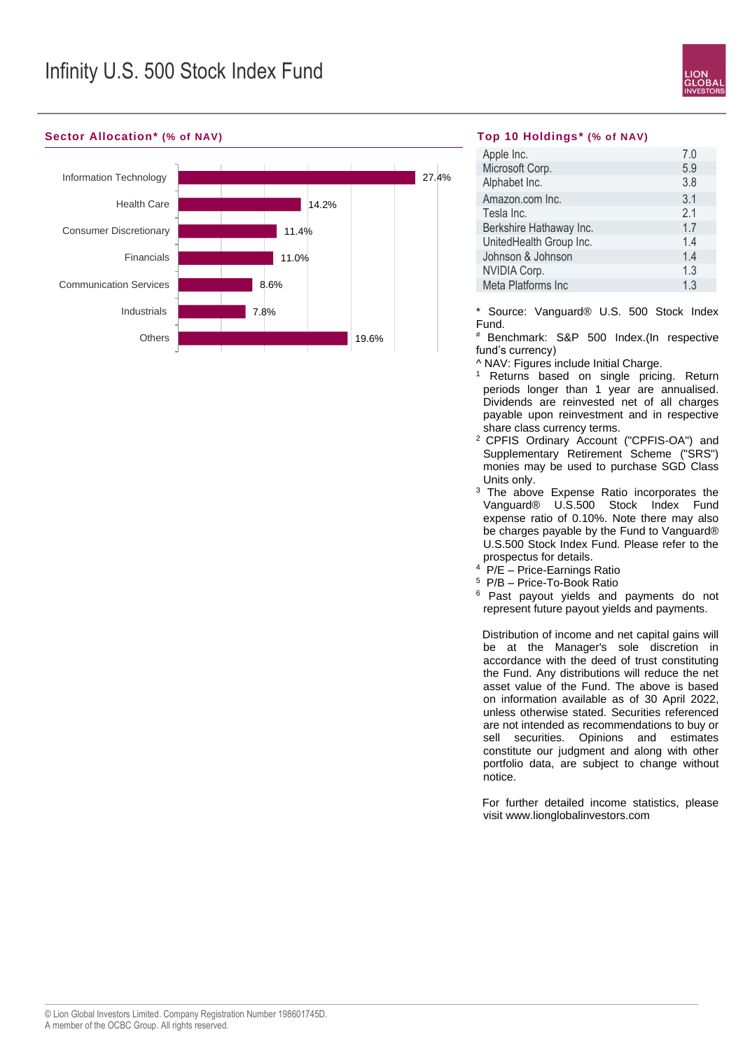# Infinity U.S. 500 Stock Index Fund

## Sector Allocation* (% of NAV)

| Sector | % of NAV |
|---|---|
| Information Technology | 27.4% |
| Health Care | 14.2% |
| Consumer Discretionary | 11.4% |
| Financials | 11.0% |
| Communication Services | 8.6% |
| Industrials | 7.8% |
| Others | 19.6% |

## Top 10 Holdings* (% of NAV)

| Holding | % of NAV |
|---|---|
| Apple Inc. | 7.0 |
| Microsoft Corp. | 5.9 |
| Alphabet Inc. | 3.8 |
| Amazon.com Inc. | 3.1 |
| Tesla Inc. | 2.1 |
| Berkshire Hathaway Inc. | 1.7 |
| UnitedHealth Group Inc. | 1.4 |
| Johnson & Johnson | 1.4 |
| NVIDIA Corp. | 1.3 |
| Meta Platforms Inc | 1.3 |

* Source: Vanguard® U.S. 500 Stock Index Fund.

[#] Benchmark: S&P 500 Index.(In respective fund's currency)

^ NAV: Figures include Initial Charge.

[1] Returns based on single pricing. Return periods longer than 1 year are annualised. Dividends are reinvested net of all charges payable upon reinvestment and in respective share class currency terms.

[2] CPFIS Ordinary Account ("CPFIS-OA") and Supplementary Retirement Scheme ("SRS") monies may be used to purchase SGD Class Units only.

[3] The above Expense Ratio incorporates the Vanguard® U.S.500 Stock Index Fund expense ratio of 0.10%. Note there may also be charges payable by the Fund to Vanguard® U.S.500 Stock Index Fund. Please refer to the prospectus for details.

[4] P/E – Price-Earnings Ratio

[5] P/B – Price-To-Book Ratio

[6] Past payout yields and payments do not represent future payout yields and payments.

Distribution of income and net capital gains will be at the Manager's sole discretion in accordance with the deed of trust constituting the Fund. Any distributions will reduce the net asset value of the Fund. The above is based on information available as of 30 April 2022, unless otherwise stated. Securities referenced are not intended as recommendations to buy or sell securities. Opinions and estimates constitute our judgment and along with other portfolio data, are subject to change without notice.

For further detailed income statistics, please visit www.lionglobalinvestors.com

© Lion Global Investors Limited. Company Registration Number 198601745D.
A member of the OCBC Group. All rights reserved.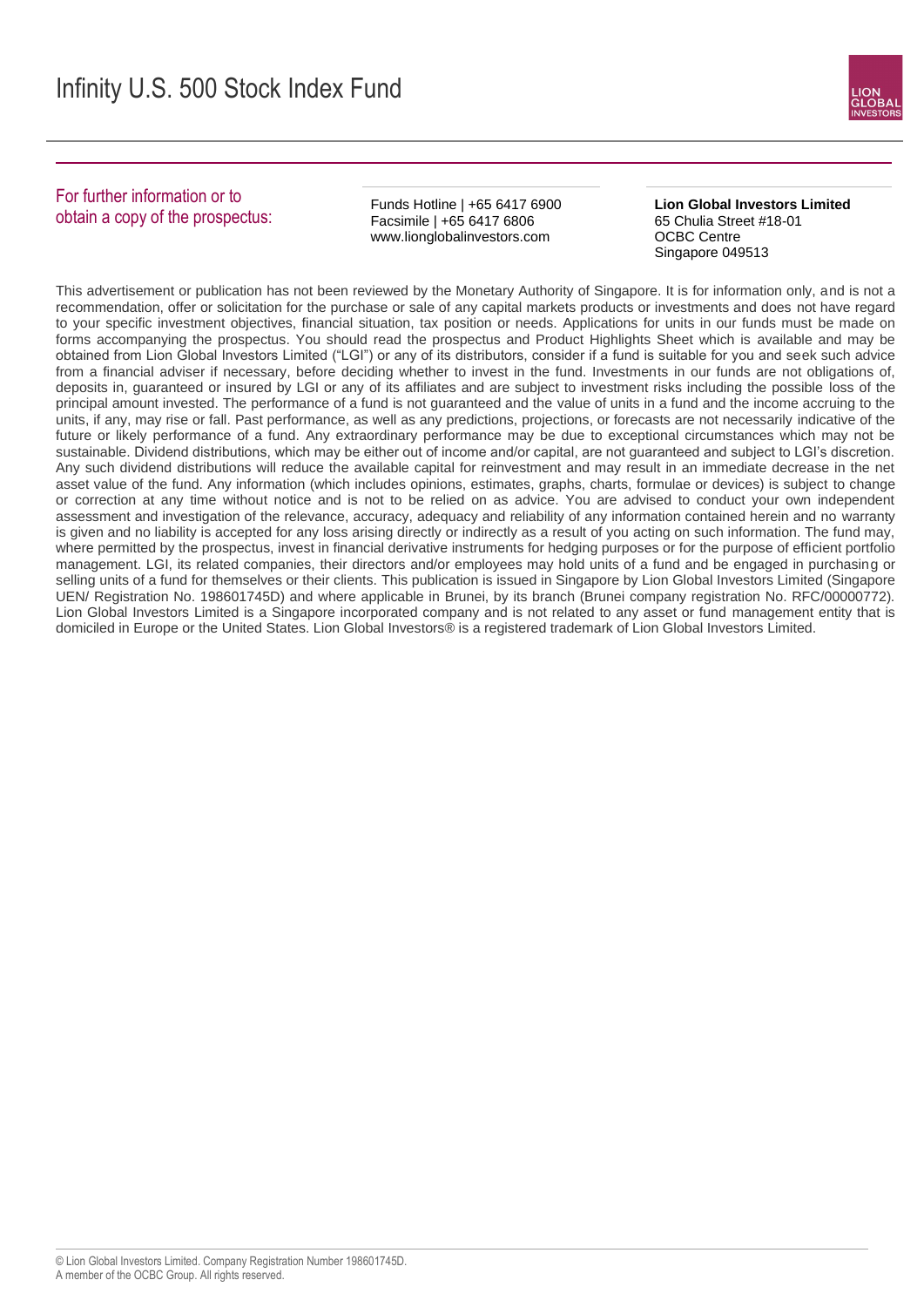For further information or to obtain a copy of the prospectus:

Funds Hotline | +65 6417 6900
Facsimile | +65 6417 6806
www.lionglobalinvestors.com

**Lion Global Investors Limited**
65 Chulia Street #18-01
OCBC Centre
Singapore 049513

This advertisement or publication has not been reviewed by the Monetary Authority of Singapore. It is for information only, and is not a recommendation, offer or solicitation for the purchase or sale of any capital markets products or investments and does not have regard to your specific investment objectives, financial situation, tax position or needs. Applications for units in our funds must be made on forms accompanying the prospectus. You should read the prospectus and Product Highlights Sheet which is available and may be obtained from Lion Global Investors Limited ("LGI") or any of its distributors, consider if a fund is suitable for you and seek such advice from a financial adviser if necessary, before deciding whether to invest in the fund. Investments in our funds are not obligations of, deposits in, guaranteed or insured by LGI or any of its affiliates and are subject to investment risks including the possible loss of the principal amount invested. The performance of a fund is not guaranteed and the value of units in a fund and the income accruing to the units, if any, may rise or fall. Past performance, as well as any predictions, projections, or forecasts are not necessarily indicative of the future or likely performance of a fund. Any extraordinary performance may be due to exceptional circumstances which may not be sustainable. Dividend distributions, which may be either out of income and/or capital, are not guaranteed and subject to LGI's discretion. Any such dividend distributions will reduce the available capital for reinvestment and may result in an immediate decrease in the net asset value of the fund. Any information (which includes opinions, estimates, graphs, charts, formulae or devices) is subject to change or correction at any time without notice and is not to be relied on as advice. You are advised to conduct your own independent assessment and investigation of the relevance, accuracy, adequacy and reliability of any information contained herein and no warranty is given and no liability is accepted for any loss arising directly or indirectly as a result of you acting on such information. The fund may, where permitted by the prospectus, invest in financial derivative instruments for hedging purposes or for the purpose of efficient portfolio management. LGI, its related companies, their directors and/or employees may hold units of a fund and be engaged in purchasing or selling units of a fund for themselves or their clients. This publication is issued in Singapore by Lion Global Investors Limited (Singapore UEN/ Registration No. 198601745D) and where applicable in Brunei, by its branch (Brunei company registration No. RFC/00000772). Lion Global Investors Limited is a Singapore incorporated company and is not related to any asset or fund management entity that is domiciled in Europe or the United States. Lion Global Investors® is a registered trademark of Lion Global Investors Limited.

© Lion Global Investors Limited. Company Registration Number 198601745D.
A member of the OCBC Group. All rights reserved.